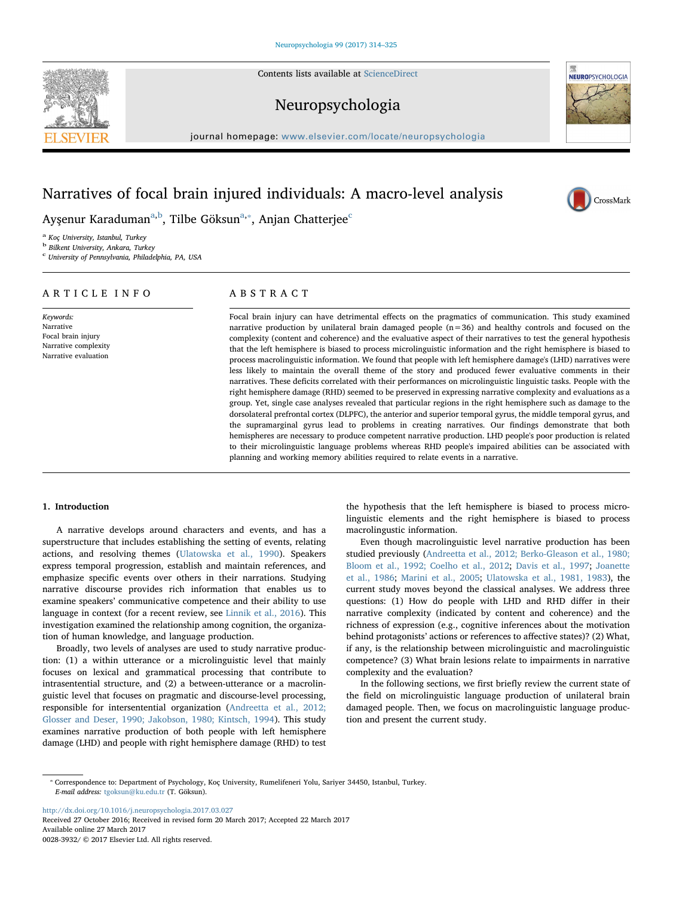# Narratives of focal brain injured individuals: A macro-level analysis

Ayşenur Karaduman[a,b], Tilbe Göksun[a,*], Anjan Chatterjee[c]

[a] Koç University, Istanbul, Turkey
[b] Bilkent University, Ankara, Turkey
[c] University of Pennsylvania, Philadelphia, PA, USA

## ARTICLE INFO

*Keywords:*
Narrative
Focal brain injury
Narrative complexity
Narrative evaluation

## ABSTRACT

Focal brain injury can have detrimental effects on the pragmatics of communication. This study examined narrative production by unilateral brain damaged people (n=36) and healthy controls and focused on the complexity (content and coherence) and the evaluative aspect of their narratives to test the general hypothesis that the left hemisphere is biased to process microlinguistic information and the right hemisphere is biased to process macrolinguistic information. We found that people with left hemisphere damage's (LHD) narratives were less likely to maintain the overall theme of the story and produced fewer evaluative comments in their narratives. These deficits correlated with their performances on microlinguistic linguistic tasks. People with the right hemisphere damage (RHD) seemed to be preserved in expressing narrative complexity and evaluations as a group. Yet, single case analyses revealed that particular regions in the right hemisphere such as damage to the dorsolateral prefrontal cortex (DLPFC), the anterior and superior temporal gyrus, the middle temporal gyrus, and the supramarginal gyrus lead to problems in creating narratives. Our findings demonstrate that both hemispheres are necessary to produce competent narrative production. LHD people's poor production is related to their microlinguistic language problems whereas RHD people's impaired abilities can be associated with planning and working memory abilities required to relate events in a narrative.

## 1. Introduction

A narrative develops around characters and events, and has a superstructure that includes establishing the setting of events, relating actions, and resolving themes (Ulatowska et al., 1990). Speakers express temporal progression, establish and maintain references, and emphasize specific events over others in their narrations. Studying narrative discourse provides rich information that enables us to examine speakers' communicative competence and their ability to use language in context (for a recent review, see Linnik et al., 2016). This investigation examined the relationship among cognition, the organization of human knowledge, and language production.

Broadly, two levels of analyses are used to study narrative production: (1) a within utterance or a microlinguistic level that mainly focuses on lexical and grammatical processing that contribute to intrasentential structure, and (2) a between-utterance or a macrolinguistic level that focuses on pragmatic and discourse-level processing, responsible for intersentential organization (Andreetta et al., 2012; Glosser and Deser, 1990; Jakobson, 1980; Kintsch, 1994). This study examines narrative production of both people with left hemisphere damage (LHD) and people with right hemisphere damage (RHD) to test the hypothesis that the left hemisphere is biased to process microlinguistic elements and the right hemisphere is biased to process macrolingustic information.

Even though macrolinguistic level narrative production has been studied previously (Andreetta et al., 2012; Berko-Gleason et al., 1980; Bloom et al., 1992; Coelho et al., 2012; Davis et al., 1997; Joanette et al., 1986; Marini et al., 2005; Ulatowska et al., 1981, 1983), the current study moves beyond the classical analyses. We address three questions: (1) How do people with LHD and RHD differ in their narrative complexity (indicated by content and coherence) and the richness of expression (e.g., cognitive inferences about the motivation behind protagonists' actions or references to affective states)? (2) What, if any, is the relationship between microlinguistic and macrolinguistic competence? (3) What brain lesions relate to impairments in narrative complexity and the evaluation?

In the following sections, we first briefly review the current state of the field on microlinguistic language production of unilateral brain damaged people. Then, we focus on macrolinguistic language production and present the current study.

---

* Correspondence to: Department of Psychology, Koç University, Rumelifeneri Yolu, Sariyer 34450, Istanbul, Turkey.
*E-mail address:* tgoksun@ku.edu.tr (T. Göksun).

http://dx.doi.org/10.1016/j.neuropsychologia.2017.03.027
Received 27 October 2016; Received in revised form 20 March 2017; Accepted 22 March 2017
Available online 27 March 2017
0028-3932/ © 2017 Elsevier Ltd. All rights reserved.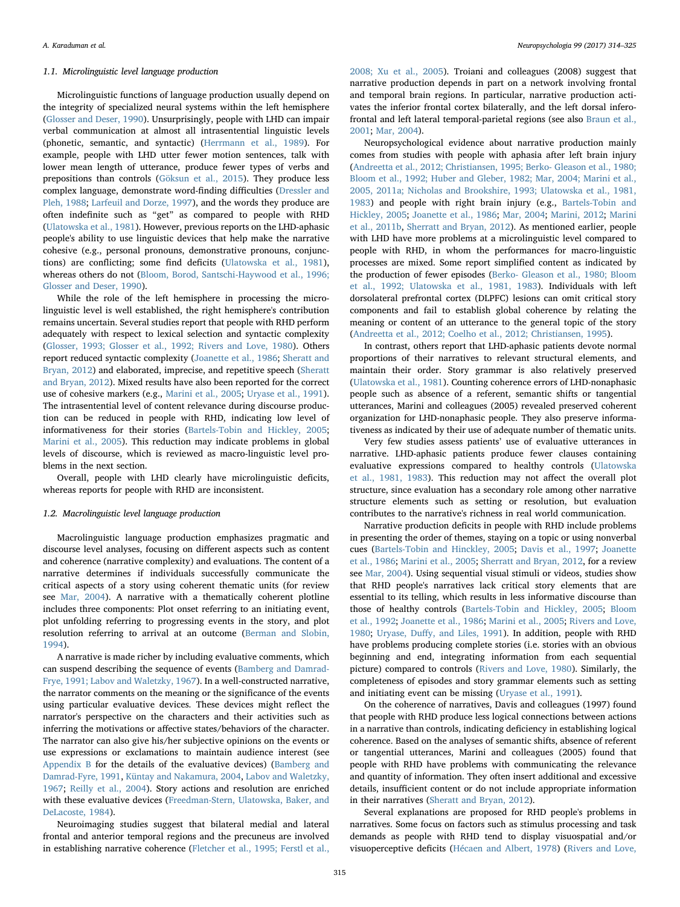### 1.1. Microlinguistic level language production

Microlinguistic functions of language production usually depend on the integrity of specialized neural systems within the left hemisphere (Glosser and Deser, 1990). Unsurprisingly, people with LHD can impair verbal communication at almost all intrasentential linguistic levels (phonetic, semantic, and syntactic) (Herrmann et al., 1989). For example, people with LHD utter fewer motion sentences, talk with lower mean length of utterance, produce fewer types of verbs and prepositions than controls (Göksun et al., 2015). They produce less complex language, demonstrate word-finding difficulties (Dressler and Pleh, 1988; Larfeuil and Dorze, 1997), and the words they produce are often indefinite such as "get" as compared to people with RHD (Ulatowska et al., 1981). However, previous reports on the LHD-aphasic people's ability to use linguistic devices that help make the narrative cohesive (e.g., personal pronouns, demonstrative pronouns, conjunctions) are conflicting; some find deficits (Ulatowska et al., 1981), whereas others do not (Bloom, Borod, Santschi-Haywood et al., 1996; Glosser and Deser, 1990).

While the role of the left hemisphere in processing the microlinguistic level is well established, the right hemisphere's contribution remains uncertain. Several studies report that people with RHD perform adequately with respect to lexical selection and syntactic complexity (Glosser, 1993; Glosser et al., 1992; Rivers and Love, 1980). Others report reduced syntactic complexity (Joanette et al., 1986; Sheratt and Bryan, 2012) and elaborated, imprecise, and repetitive speech (Sheratt and Bryan, 2012). Mixed results have also been reported for the correct use of cohesive markers (e.g., Marini et al., 2005; Uryase et al., 1991). The intrasentential level of content relevance during discourse production can be reduced in people with RHD, indicating low level of informativeness for their stories (Bartels-Tobin and Hickley, 2005; Marini et al., 2005). This reduction may indicate problems in global levels of discourse, which is reviewed as macro-linguistic level problems in the next section.

Overall, people with LHD clearly have microlinguistic deficits, whereas reports for people with RHD are inconsistent.

### 1.2. Macrolinguistic level language production

Macrolinguistic language production emphasizes pragmatic and discourse level analyses, focusing on different aspects such as content and coherence (narrative complexity) and evaluations. The content of a narrative determines if individuals successfully communicate the critical aspects of a story using coherent thematic units (for review see Mar, 2004). A narrative with a thematically coherent plotline includes three components: Plot onset referring to an initiating event, plot unfolding referring to progressing events in the story, and plot resolution referring to arrival at an outcome (Berman and Slobin, 1994).

A narrative is made richer by including evaluative comments, which can suspend describing the sequence of events (Bamberg and Damrad-Frye, 1991; Labov and Waletzky, 1967). In a well-constructed narrative, the narrator comments on the meaning or the significance of the events using particular evaluative devices. These devices might reflect the narrator's perspective on the characters and their activities such as inferring the motivations or affective states/behaviors of the character. The narrator can also give his/her subjective opinions on the events or use expressions or exclamations to maintain audience interest (see Appendix B for the details of the evaluative devices) (Bamberg and Damrad-Fyre, 1991, Küntay and Nakamura, 2004, Labov and Waletzky, 1967; Reilly et al., 2004). Story actions and resolution are enriched with these evaluative devices (Freedman-Stern, Ulatowska, Baker, and DeLacoste, 1984).

Neuroimaging studies suggest that bilateral medial and lateral frontal and anterior temporal regions and the precuneus are involved in establishing narrative coherence (Fletcher et al., 1995; Ferstl et al., 2008; Xu et al., 2005). Troiani and colleagues (2008) suggest that narrative production depends in part on a network involving frontal and temporal brain regions. In particular, narrative production activates the inferior frontal cortex bilaterally, and the left dorsal inferofrontal and left lateral temporal-parietal regions (see also Braun et al., 2001; Mar, 2004).

Neuropsychological evidence about narrative production mainly comes from studies with people with aphasia after left brain injury (Andreetta et al., 2012; Christiansen, 1995; Berko- Gleason et al., 1980; Bloom et al., 1992; Huber and Gleber, 1982; Mar, 2004; Marini et al., 2005, 2011a; Nicholas and Brookshire, 1993; Ulatowska et al., 1981, 1983) and people with right brain injury (e.g., Bartels-Tobin and Hickley, 2005; Joanette et al., 1986; Mar, 2004; Marini, 2012; Marini et al., 2011b, Sherratt and Bryan, 2012). As mentioned earlier, people with LHD have more problems at a microlinguistic level compared to people with RHD, in whom the performances for macro-linguistic processes are mixed. Some report simplified content as indicated by the production of fewer episodes (Berko- Gleason et al., 1980; Bloom et al., 1992; Ulatowska et al., 1981, 1983). Individuals with left dorsolateral prefrontal cortex (DLPFC) lesions can omit critical story components and fail to establish global coherence by relating the meaning or content of an utterance to the general topic of the story (Andreetta et al., 2012; Coelho et al., 2012; Christiansen, 1995).

In contrast, others report that LHD-aphasic patients devote normal proportions of their narratives to relevant structural elements, and maintain their order. Story grammar is also relatively preserved (Ulatowska et al., 1981). Counting coherence errors of LHD-nonaphasic people such as absence of a referent, semantic shifts or tangential utterances, Marini and colleagues (2005) revealed preserved coherent organization for LHD-nonaphasic people. They also preserve informativeness as indicated by their use of adequate number of thematic units.

Very few studies assess patients' use of evaluative utterances in narrative. LHD-aphasic patients produce fewer clauses containing evaluative expressions compared to healthy controls (Ulatowska et al., 1981, 1983). This reduction may not affect the overall plot structure, since evaluation has a secondary role among other narrative structure elements such as setting or resolution, but evaluation contributes to the narrative's richness in real world communication.

Narrative production deficits in people with RHD include problems in presenting the order of themes, staying on a topic or using nonverbal cues (Bartels-Tobin and Hinckley, 2005; Davis et al., 1997; Joanette et al., 1986; Marini et al., 2005; Sherratt and Bryan, 2012, for a review see Mar, 2004). Using sequential visual stimuli or videos, studies show that RHD people's narratives lack critical story elements that are essential to its telling, which results in less informative discourse than those of healthy controls (Bartels-Tobin and Hickley, 2005; Bloom et al., 1992; Joanette et al., 1986; Marini et al., 2005; Rivers and Love, 1980; Uryase, Duffy, and Liles, 1991). In addition, people with RHD have problems producing complete stories (i.e. stories with an obvious beginning and end, integrating information from each sequential picture) compared to controls (Rivers and Love, 1980). Similarly, the completeness of episodes and story grammar elements such as setting and initiating event can be missing (Uryase et al., 1991).

On the coherence of narratives, Davis and colleagues (1997) found that people with RHD produce less logical connections between actions in a narrative than controls, indicating deficiency in establishing logical coherence. Based on the analyses of semantic shifts, absence of referent or tangential utterances, Marini and colleagues (2005) found that people with RHD have problems with communicating the relevance and quantity of information. They often insert additional and excessive details, insufficient content or do not include appropriate information in their narratives (Sherratt and Bryan, 2012).

Several explanations are proposed for RHD people's problems in narratives. Some focus on factors such as stimulus processing and task demands as people with RHD tend to display visuospatial and/or visuoperceptive deficits (Hécaen and Albert, 1978) (Rivers and Love,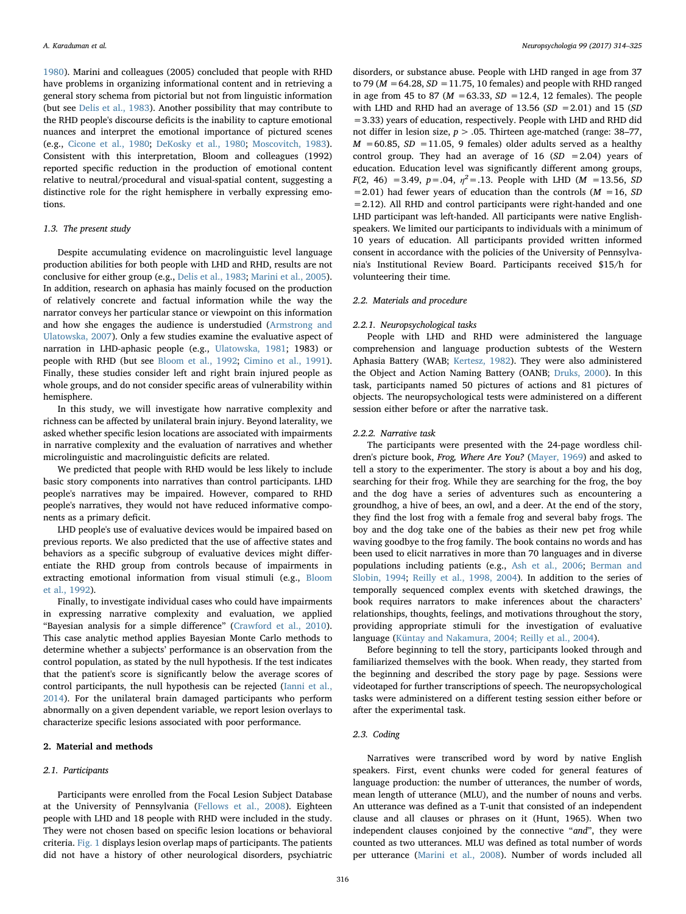1980). Marini and colleagues (2005) concluded that people with RHD have problems in organizing informational content and in retrieving a general story schema from pictorial but not from linguistic information (but see Delis et al., 1983). Another possibility that may contribute to the RHD people's discourse deficits is the inability to capture emotional nuances and interpret the emotional importance of pictured scenes (e.g., Cicone et al., 1980; DeKosky et al., 1980; Moscovitch, 1983). Consistent with this interpretation, Bloom and colleagues (1992) reported specific reduction in the production of emotional content relative to neutral/procedural and visual-spatial content, suggesting a distinctive role for the right hemisphere in verbally expressing emotions.

### 1.3. The present study

Despite accumulating evidence on macrolinguistic level language production abilities for both people with LHD and RHD, results are not conclusive for either group (e.g., Delis et al., 1983; Marini et al., 2005). In addition, research on aphasia has mainly focused on the production of relatively concrete and factual information while the way the narrator conveys her particular stance or viewpoint on this information and how she engages the audience is understudied (Armstrong and Ulatowska, 2007). Only a few studies examine the evaluative aspect of narration in LHD-aphasic people (e.g., Ulatowska, 1981; 1983) or people with RHD (but see Bloom et al., 1992; Cimino et al., 1991). Finally, these studies consider left and right brain injured people as whole groups, and do not consider specific areas of vulnerability within hemisphere.

In this study, we will investigate how narrative complexity and richness can be affected by unilateral brain injury. Beyond laterality, we asked whether specific lesion locations are associated with impairments in narrative complexity and the evaluation of narratives and whether microlinguistic and macrolinguistic deficits are related.

We predicted that people with RHD would be less likely to include basic story components into narratives than control participants. LHD people's narratives may be impaired. However, compared to RHD people's narratives, they would not have reduced informative components as a primary deficit.

LHD people's use of evaluative devices would be impaired based on previous reports. We also predicted that the use of affective states and behaviors as a specific subgroup of evaluative devices might differentiate the RHD group from controls because of impairments in extracting emotional information from visual stimuli (e.g., Bloom et al., 1992).

Finally, to investigate individual cases who could have impairments in expressing narrative complexity and evaluation, we applied "Bayesian analysis for a simple difference" (Crawford et al., 2010). This case analytic method applies Bayesian Monte Carlo methods to determine whether a subjects' performance is an observation from the control population, as stated by the null hypothesis. If the test indicates that the patient's score is significantly below the average scores of control participants, the null hypothesis can be rejected (Ianni et al., 2014). For the unilateral brain damaged participants who perform abnormally on a given dependent variable, we report lesion overlays to characterize specific lesions associated with poor performance.

## 2. Material and methods

### 2.1. Participants

Participants were enrolled from the Focal Lesion Subject Database at the University of Pennsylvania (Fellows et al., 2008). Eighteen people with LHD and 18 people with RHD were included in the study. They were not chosen based on specific lesion locations or behavioral criteria. Fig. 1 displays lesion overlap maps of participants. The patients did not have a history of other neurological disorders, psychiatric disorders, or substance abuse. People with LHD ranged in age from 37 to 79 ($M$ =64.28, $SD$ =11.75, 10 females) and people with RHD ranged in age from 45 to 87 ($M$ =63.33, $SD$ =12.4, 12 females). The people with LHD and RHD had an average of 13.56 ($SD$ =2.01) and 15 ($SD$ =3.33) years of education, respectively. People with LHD and RHD did not differ in lesion size, $p > .05$. Thirteen age-matched (range: 38–77, $M$ =60.85, $SD$ =11.05, 9 females) older adults served as a healthy control group. They had an average of 16 ($SD$ =2.04) years of education. Education level was significantly different among groups, $F(2, 46) = 3.49$, $p = .04$, $\eta^2 = .13$. People with LHD ($M$ =13.56, $SD$ =2.01) had fewer years of education than the controls ($M$ =16, $SD$ =2.12). All RHD and control participants were right-handed and one LHD participant was left-handed. All participants were native English-speakers. We limited our participants to individuals with a minimum of 10 years of education. All participants provided written informed consent in accordance with the policies of the University of Pennsylvania's Institutional Review Board. Participants received $15/h for volunteering their time.

### 2.2. Materials and procedure

#### 2.2.1. Neuropsychological tasks

People with LHD and RHD were administered the language comprehension and language production subtests of the Western Aphasia Battery (WAB; Kertesz, 1982). They were also administered the Object and Action Naming Battery (OANB; Druks, 2000). In this task, participants named 50 pictures of actions and 81 pictures of objects. The neuropsychological tests were administered on a different session either before or after the narrative task.

#### 2.2.2. Narrative task

The participants were presented with the 24-page wordless children's picture book, *Frog, Where Are You?* (Mayer, 1969) and asked to tell a story to the experimenter. The story is about a boy and his dog, searching for their frog. While they are searching for the frog, the boy and the dog have a series of adventures such as encountering a groundhog, a hive of bees, an owl, and a deer. At the end of the story, they find the lost frog with a female frog and several baby frogs. The boy and the dog take one of the babies as their new pet frog while waving goodbye to the frog family. The book contains no words and has been used to elicit narratives in more than 70 languages and in diverse populations including patients (e.g., Ash et al., 2006; Berman and Slobin, 1994; Reilly et al., 1998, 2004). In addition to the series of temporally sequenced complex events with sketched drawings, the book requires narrators to make inferences about the characters' relationships, thoughts, feelings, and motivations throughout the story, providing appropriate stimuli for the investigation of evaluative language (Küntay and Nakamura, 2004; Reilly et al., 2004).

Before beginning to tell the story, participants looked through and familiarized themselves with the book. When ready, they started from the beginning and described the story page by page. Sessions were videotaped for further transcriptions of speech. The neuropsychological tasks were administered on a different testing session either before or after the experimental task.

### 2.3. Coding

Narratives were transcribed word by word by native English speakers. First, event chunks were coded for general features of language production: the number of utterances, the number of words, mean length of utterance (MLU), and the number of nouns and verbs. An utterance was defined as a T-unit that consisted of an independent clause and all clauses or phrases on it (Hunt, 1965). When two independent clauses conjoined by the connective "*and*", they were counted as two utterances. MLU was defined as total number of words per utterance (Marini et al., 2008). Number of words included all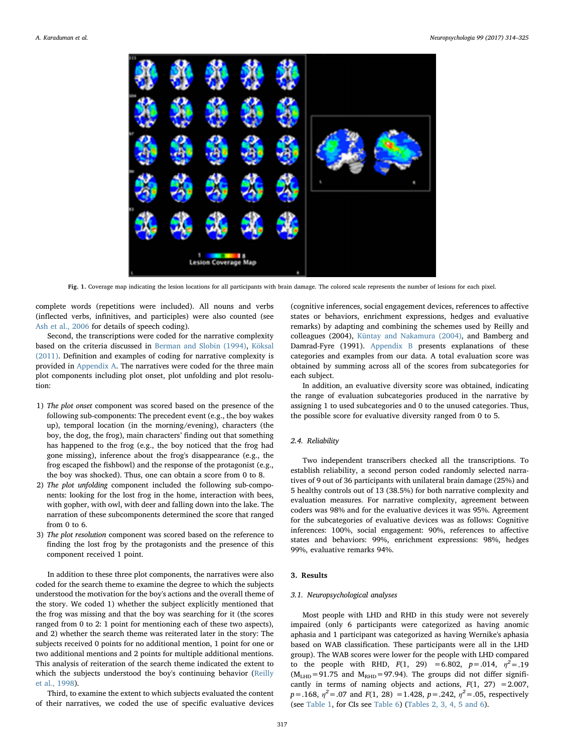Fig. 1. Coverage map indicating the lesion locations for all participants with brain damage. The colored scale represents the number of lesions for each pixel.

complete words (repetitions were included). All nouns and verbs (inflected verbs, infinitives, and participles) were also counted (see Ash et al., 2006 for details of speech coding).

Second, the transcriptions were coded for the narrative complexity based on the criteria discussed in Berman and Slobin (1994), Köksal (2011). Definition and examples of coding for narrative complexity is provided in Appendix A. The narratives were coded for the three main plot components including plot onset, plot unfolding and plot resolution:

1) *The plot onset* component was scored based on the presence of the following sub-components: The precedent event (e.g., the boy wakes up), temporal location (in the morning/evening), characters (the boy, the dog, the frog), main characters' finding out that something has happened to the frog (e.g., the boy noticed that the frog had gone missing), inference about the frog's disappearance (e.g., the frog escaped the fishbowl) and the response of the protagonist (e.g., the boy was shocked). Thus, one can obtain a score from 0 to 8.
2) *The plot unfolding* component included the following sub-components: looking for the lost frog in the home, interaction with bees, with gopher, with owl, with deer and falling down into the lake. The narration of these subcomponents determined the score that ranged from 0 to 6.
3) *The plot resolution* component was scored based on the reference to finding the lost frog by the protagonists and the presence of this component received 1 point.

In addition to these three plot components, the narratives were also coded for the search theme to examine the degree to which the subjects understood the motivation for the boy's actions and the overall theme of the story. We coded 1) whether the subject explicitly mentioned that the frog was missing and that the boy was searching for it (the scores ranged from 0 to 2: 1 point for mentioning each of these two aspects), and 2) whether the search theme was reiterated later in the story: The subjects received 0 points for no additional mention, 1 point for one or two additional mentions and 2 points for multiple additional mentions. This analysis of reiteration of the search theme indicated the extent to which the subjects understood the boy's continuing behavior (Reilly et al., 1998).

Third, to examine the extent to which subjects evaluated the content of their narratives, we coded the use of specific evaluative devices (cognitive inferences, social engagement devices, references to affective states or behaviors, enrichment expressions, hedges and evaluative remarks) by adapting and combining the schemes used by Reilly and colleagues (2004), Küntay and Nakamura (2004), and Bamberg and Damrad-Fyre (1991). Appendix B presents explanations of these categories and examples from our data. A total evaluation score was obtained by summing across all of the scores from subcategories for each subject.

In addition, an evaluative diversity score was obtained, indicating the range of evaluation subcategories produced in the narrative by assigning 1 to used subcategories and 0 to the unused categories. Thus, the possible score for evaluative diversity ranged from 0 to 5.

### 2.4. Reliability

Two independent transcribers checked all the transcriptions. To establish reliability, a second person coded randomly selected narratives of 9 out of 36 participants with unilateral brain damage (25%) and 5 healthy controls out of 13 (38.5%) for both narrative complexity and evaluation measures. For narrative complexity, agreement between coders was 98% and for the evaluative devices it was 95%. Agreement for the subcategories of evaluative devices was as follows: Cognitive inferences: 100%, social engagement: 90%, references to affective states and behaviors: 99%, enrichment expressions: 98%, hedges 99%, evaluative remarks 94%.

## 3. Results

### 3.1. Neuropsychological analyses

Most people with LHD and RHD in this study were not severely impaired (only 6 participants were categorized as having anomic aphasia and 1 participant was categorized as having Wernike's aphasia based on WAB classification. These participants were all in the LHD group). The WAB scores were lower for the people with LHD compared to the people with RHD, $F(1, 29) = 6.802$, $p = .014$, $\eta^2 = .19$ ($M_{LHD} = 91.75$ and $M_{RHD} = 97.94$). The groups did not differ significantly in terms of naming objects and actions, $F(1, 27) = 2.007$, $p = .168$, $\eta^2 = .07$ and $F(1, 28) = 1.428$, $p = .242$, $\eta^2 = .05$, respectively (see Table 1, for CIs see Table 6) (Tables 2, 3, 4, 5 and 6).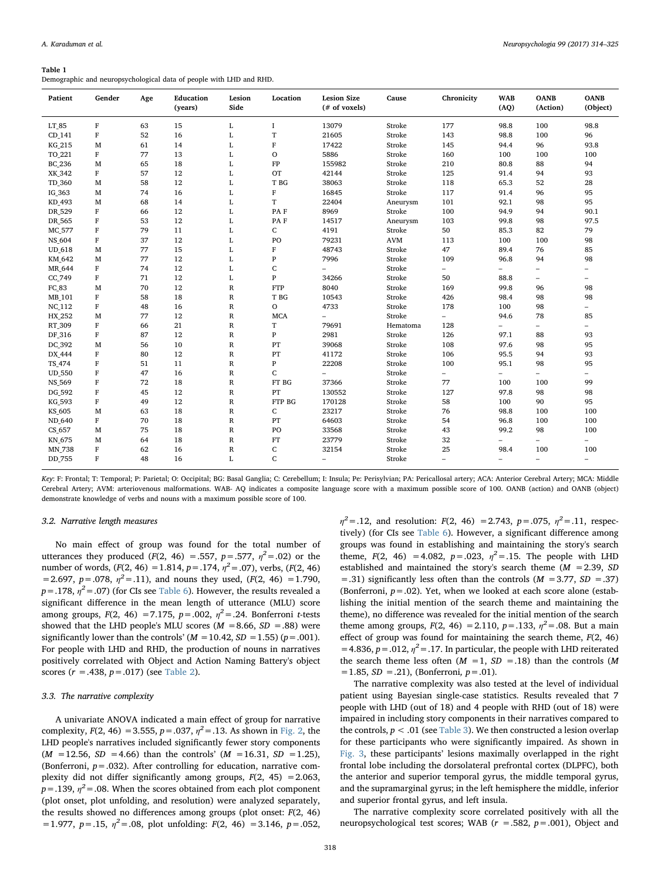**Table 1**
Demographic and neuropsychological data of people with LHD and RHD.

| Patient | Gender | Age | Education (years) | Lesion Side | Location | Lesion Size (# of voxels) | Cause | Chronicity | WAB (AQ) | OANB (Action) | OANB (Object) |
|---|---|---|---|---|---|---|---|---|---|---|---|
| LT_85 | F | 63 | 15 | L | I | 13079 | Stroke | 177 | 98.8 | 100 | 98.8 |
| CD_141 | F | 52 | 16 | L | T | 21605 | Stroke | 143 | 98.8 | 100 | 96 |
| KG_215 | M | 61 | 14 | L | F | 17422 | Stroke | 145 | 94.4 | 96 | 93.8 |
| TO_221 | F | 77 | 13 | L | O | 5886 | Stroke | 160 | 100 | 100 | 100 |
| BC_236 | M | 65 | 18 | L | FP | 155982 | Stroke | 210 | 80.8 | 88 | 94 |
| XK_342 | F | 57 | 12 | L | OT | 42144 | Stroke | 125 | 91.4 | 94 | 93 |
| TD_360 | M | 58 | 12 | L | T BG | 38063 | Stroke | 118 | 65.3 | 52 | 28 |
| IG_363 | M | 74 | 16 | L | F | 16845 | Stroke | 117 | 91.4 | 96 | 95 |
| KD_493 | M | 68 | 14 | L | T | 22404 | Aneurysm | 101 | 92.1 | 98 | 95 |
| DR_529 | F | 66 | 12 | L | PA F | 8969 | Stroke | 100 | 94.9 | 94 | 90.1 |
| DR_565 | F | 53 | 12 | L | PA F | 14517 | Aneurysm | 103 | 99.8 | 98 | 97.5 |
| MC_577 | F | 79 | 11 | L | C | 4191 | Stroke | 50 | 85.3 | 82 | 79 |
| NS_604 | F | 37 | 12 | L | PO | 79231 | AVM | 113 | 100 | 100 | 98 |
| UD_618 | M | 77 | 15 | L | F | 48743 | Stroke | 47 | 89.4 | 76 | 85 |
| KM_642 | M | 77 | 12 | L | P | 7996 | Stroke | 109 | 96.8 | 94 | 98 |
| MR_644 | F | 74 | 12 | L | C | – | Stroke | – | – | – | – |
| CC_749 | F | 71 | 12 | L | P | 34266 | Stroke | 50 | 88.8 | – | – |
| FC_83 | M | 70 | 12 | R | FTP | 8040 | Stroke | 169 | 99.8 | 96 | 98 |
| MB_101 | F | 58 | 18 | R | T BG | 10543 | Stroke | 426 | 98.4 | 98 | 98 |
| NC_112 | F | 48 | 16 | R | O | 4733 | Stroke | 178 | 100 | 98 | – |
| HX_252 | M | 77 | 12 | R | MCA | – | Stroke | – | 94.6 | 78 | 85 |
| RT_309 | F | 66 | 21 | R | T | 79691 | Hematoma | 128 | – | – | – |
| DF_316 | F | 87 | 12 | R | P | 2981 | Stroke | 126 | 97.1 | 88 | 93 |
| DC_392 | M | 56 | 10 | R | PT | 39068 | Stroke | 108 | 97.6 | 98 | 95 |
| DX_444 | F | 80 | 12 | R | PT | 41172 | Stroke | 106 | 95.5 | 94 | 93 |
| TS_474 | F | 51 | 11 | R | P | 22208 | Stroke | 100 | 95.1 | 98 | 95 |
| UD_550 | F | 47 | 16 | R | C | – | Stroke | – | – | – | – |
| NS_569 | F | 72 | 18 | R | FT BG | 37366 | Stroke | 77 | 100 | 100 | 99 |
| DG_592 | F | 45 | 12 | R | PT | 130552 | Stroke | 127 | 97.8 | 98 | 98 |
| KG_593 | F | 49 | 12 | R | FTP BG | 170128 | Stroke | 58 | 100 | 90 | 95 |
| KS_605 | M | 63 | 18 | R | C | 23217 | Stroke | 76 | 98.8 | 100 | 100 |
| ND_640 | F | 70 | 18 | R | PT | 64603 | Stroke | 54 | 96.8 | 100 | 100 |
| CS_657 | M | 75 | 18 | R | PO | 33568 | Stroke | 43 | 99.2 | 98 | 100 |
| KN_675 | M | 64 | 18 | R | FT | 23779 | Stroke | 32 | – | – | – |
| MN_738 | F | 62 | 16 | R | C | 32154 | Stroke | 25 | 98.4 | 100 | 100 |
| DD_755 | F | 48 | 16 | L | C | – | Stroke | – | – | – | – |

*Key*: F: Frontal; T: Temporal; P: Parietal; O: Occipital; BG: Basal Ganglia; C: Cerebellum; I: Insula; Pe: Perisylvian; PA: Pericallosal artery; ACA: Anterior Cerebral Artery; MCA: Middle Cerebral Artery; AVM: arteriovenous malformations. WAB- AQ indicates a composite language score with a maximum possible score of 100. OANB (action) and OANB (object) demonstrate knowledge of verbs and nouns with a maximum possible score of 100.

### 3.2. Narrative length measures

No main effect of group was found for the total number of utterances they produced ($F(2, 46) = .557$, $p = .577$, $\eta^2 = .02$) or the number of words, ($F(2, 46) = 1.814$, $p = .174$, $\eta^2 = .07$), verbs, ($F(2, 46) = 2.697$, $p = .078$, $\eta^2 = .11$), and nouns they used, ($F(2, 46) = 1.790$, $p = .178$, $\eta^2 = .07$) (for CIs see Table 6). However, the results revealed a significant difference in the mean length of utterance (MLU) score among groups, $F(2, 46) = 7.175$, $p = .002$, $\eta^2 = .24$. Bonferroni *t*-tests showed that the LHD people's MLU scores ($M = 8.66$, $SD = .88$) were significantly lower than the controls' ($M = 10.42$, $SD = 1.55$) ($p = .001$). For people with LHD and RHD, the production of nouns in narratives positively correlated with Object and Action Naming Battery's object scores ($r = .438$, $p = .017$) (see Table 2).

### 3.3. The narrative complexity

A univariate ANOVA indicated a main effect of group for narrative complexity, $F(2, 46) = 3.555$, $p = .037$, $\eta^2 = .13$. As shown in Fig. 2, the LHD people's narratives included significantly fewer story components ($M = 12.56$, $SD = 4.66$) than the controls' ($M = 16.31$, $SD = 1.25$), (Bonferroni, $p = .032$). After controlling for education, narrative complexity did not differ significantly among groups, $F(2, 45) = 2.063$, $p = .139$, $\eta^2 = .08$. When the scores obtained from each plot component (plot onset, plot unfolding, and resolution) were analyzed separately, the results showed no differences among groups (plot onset: $F(2, 46) = 1.977$, $p = .15$, $\eta^2 = .08$, plot unfolding: $F(2, 46) = 3.146$, $p = .052$, $\eta^2 = .12$, and resolution: $F(2, 46) = 2.743$, $p = .075$, $\eta^2 = .11$, respectively) (for CIs see Table 6). However, a significant difference among groups was found in establishing and maintaining the story's search theme, $F(2, 46) = 4.082$, $p = .023$, $\eta^2 = .15$. The people with LHD established and maintained the story's search theme ($M = 2.39$, $SD = .31$) significantly less often than the controls ($M = 3.77$, $SD = .37$) (Bonferroni, $p = .02$). Yet, when we looked at each score alone (establishing the initial mention of the search theme and maintaining the theme), no difference was revealed for the initial mention of the search theme among groups, $F(2, 46) = 2.110$, $p = .133$, $\eta^2 = .08$. But a main effect of group was found for maintaining the search theme, $F(2, 46) = 4.836$, $p = .012$, $\eta^2 = .17$. In particular, the people with LHD reiterated the search less often ($M = 1$, $SD = .18$) than the controls ($M = 1.85$, $SD = .21$), (Bonferroni, $p = .01$).

The narrative complexity was also tested at the level of individual patient using Bayesian single-case statistics. Results revealed that 7 people with LHD (out of 18) and 4 people with RHD (out of 18) were impaired in including story components in their narratives compared to the controls, $p < .01$ (see Table 3). We then constructed a lesion overlap for these participants who were significantly impaired. As shown in Fig. 3, these participants' lesions maximally overlapped in the right frontal lobe including the dorsolateral prefrontal cortex (DLPFC), both the anterior and superior temporal gyrus, the middle temporal gyrus, and the supramarginal gyrus; in the left hemisphere the middle, inferior and superior frontal gyrus, and left insula.

The narrative complexity score correlated positively with all the neuropsychological test scores; WAB ($r = .582$, $p = .001$), Object and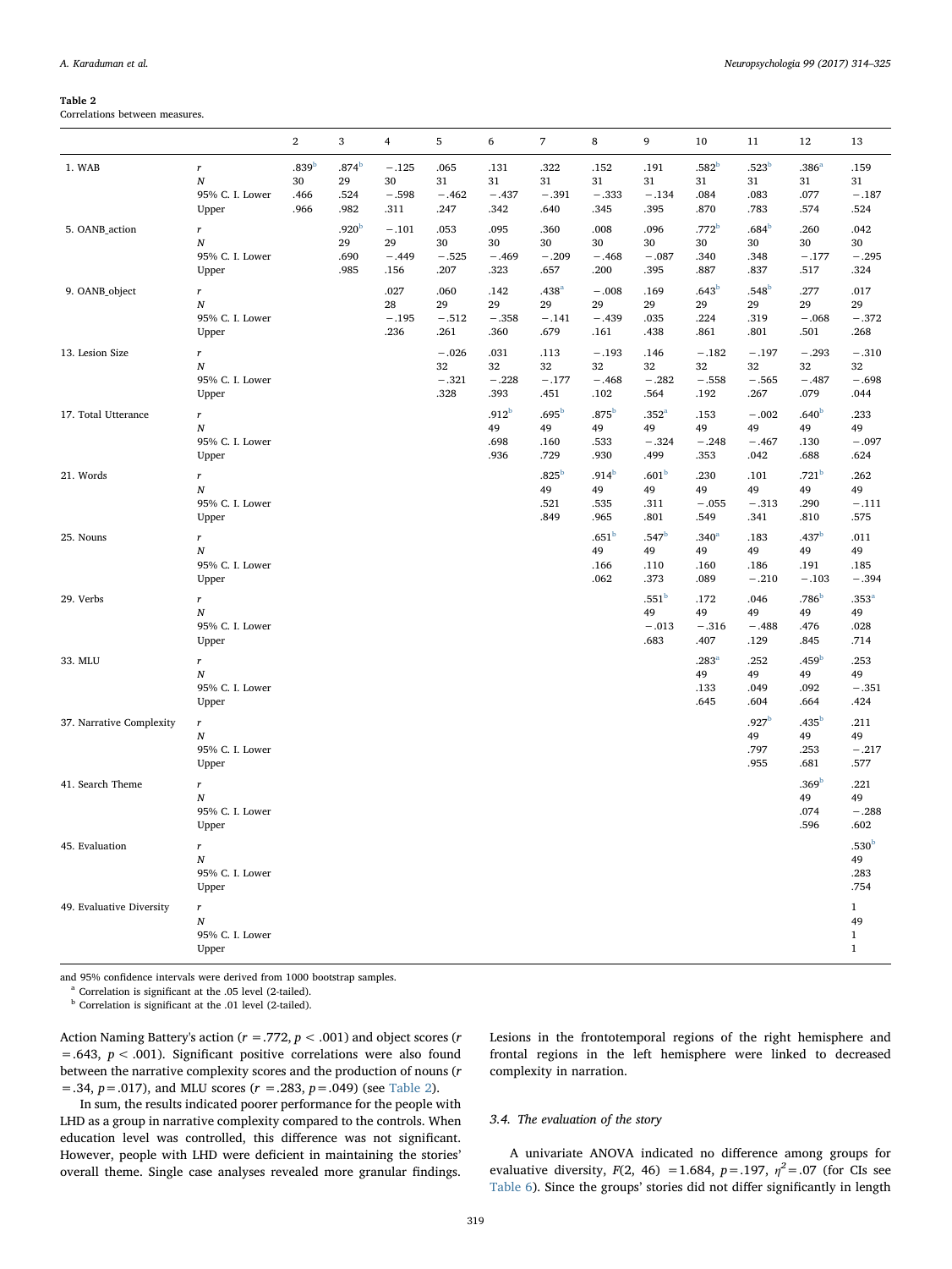**Table 2**
Correlations between measures.

| | | 2 | 3 | 4 | 5 | 6 | 7 | 8 | 9 | 10 | 11 | 12 | 13 |
|---|---|---|---|---|---|---|---|---|---|---|---|---|---|
| 1. WAB | *r* | .839[b] | .874[b] | −.125 | .065 | .131 | .322 | .152 | .191 | .582[b] | .523[b] | .386[a] | .159 |
| | *N* | 30 | 29 | 30 | 31 | 31 | 31 | 31 | 31 | 31 | 31 | 31 | 31 |
| | 95% C. I. Lower | .466 | .524 | −.598 | −.462 | −.437 | −.391 | −.333 | −.134 | .084 | .083 | .077 | −.187 |
| | Upper | .966 | .982 | .311 | .247 | .342 | .640 | .345 | .395 | .870 | .783 | .574 | .524 |
| 5. OANB_action | *r* | | .920[b] | −.101 | .053 | .095 | .360 | .008 | .096 | .772[b] | .684[b] | .260 | .042 |
| | *N* | | 29 | 29 | 30 | 30 | 30 | 30 | 30 | 30 | 30 | 30 | 30 |
| | 95% C. I. Lower | | .690 | −.449 | −.525 | −.469 | −.209 | −.468 | −.087 | .340 | .348 | −.177 | −.295 |
| | Upper | | .985 | .156 | .207 | .323 | .657 | .200 | .395 | .887 | .837 | .517 | .324 |
| 9. OANB_object | *r* | | | .027 | .060 | .142 | .438[a] | −.008 | .169 | .643[b] | .548[b] | .277 | .017 |
| | *N* | | | 28 | 29 | 29 | 29 | 29 | 29 | 29 | 29 | 29 | 29 |
| | 95% C. I. Lower | | | −.195 | −.512 | −.358 | −.141 | −.439 | .035 | .224 | .319 | −.068 | −.372 |
| | Upper | | | .236 | .261 | .360 | .679 | .161 | .438 | .861 | .801 | .501 | .268 |
| 13. Lesion Size | *r* | | | | −.026 | .031 | .113 | −.193 | .146 | −.182 | −.197 | −.293 | −.310 |
| | *N* | | | | 32 | 32 | 32 | 32 | 32 | 32 | 32 | 32 | 32 |
| | 95% C. I. Lower | | | | −.321 | −.228 | −.177 | −.468 | −.282 | −.558 | −.565 | −.487 | −.698 |
| | Upper | | | | .328 | .393 | .451 | .102 | .564 | .192 | .267 | .079 | .044 |
| 17. Total Utterance | *r* | | | | | .912[b] | .695[b] | .875[b] | .352[a] | .153 | −.002 | .640[b] | .233 |
| | *N* | | | | | 49 | 49 | 49 | 49 | 49 | 49 | 49 | 49 |
| | 95% C. I. Lower | | | | | .698 | .160 | .533 | −.324 | −.248 | −.467 | .130 | −.097 |
| | Upper | | | | | .936 | .729 | .930 | .499 | .353 | .042 | .688 | .624 |
| 21. Words | *r* | | | | | | .825[b] | .914[b] | .601[b] | .230 | .101 | .721[b] | .262 |
| | *N* | | | | | | 49 | 49 | 49 | 49 | 49 | 49 | 49 |
| | 95% C. I. Lower | | | | | | .521 | .535 | .311 | −.055 | −.313 | .290 | −.111 |
| | Upper | | | | | | .849 | .965 | .801 | .549 | .341 | .810 | .575 |
| 25. Nouns | *r* | | | | | | | .651[b] | .547[b] | .340[a] | .183 | .437[b] | .011 |
| | *N* | | | | | | | 49 | 49 | 49 | 49 | 49 | 49 |
| | 95% C. I. Lower | | | | | | | .166 | .110 | .160 | .186 | .191 | .185 |
| | Upper | | | | | | | .062 | .373 | .089 | −.210 | −.103 | −.394 |
| 29. Verbs | *r* | | | | | | | | .551[b] | .172 | .046 | .786[b] | .353[a] |
| | *N* | | | | | | | | 49 | 49 | 49 | 49 | 49 |
| | 95% C. I. Lower | | | | | | | | −.013 | −.316 | −.488 | .476 | .028 |
| | Upper | | | | | | | | .683 | .407 | .129 | .845 | .714 |
| 33. MLU | *r* | | | | | | | | | .283[a] | .252 | .459[b] | .253 |
| | *N* | | | | | | | | | 49 | 49 | 49 | 49 |
| | 95% C. I. Lower | | | | | | | | | .133 | .049 | .092 | −.351 |
| | Upper | | | | | | | | | .645 | .604 | .664 | .424 |
| 37. Narrative Complexity | *r* | | | | | | | | | | .927[b] | .435[b] | .211 |
| | *N* | | | | | | | | | | 49 | 49 | 49 |
| | 95% C. I. Lower | | | | | | | | | | .797 | .253 | −.217 |
| | Upper | | | | | | | | | | .955 | .681 | .577 |
| 41. Search Theme | *r* | | | | | | | | | | | .369[b] | .221 |
| | *N* | | | | | | | | | | | 49 | 49 |
| | 95% C. I. Lower | | | | | | | | | | | .074 | −.288 |
| | Upper | | | | | | | | | | | .596 | .602 |
| 45. Evaluation | *r* | | | | | | | | | | | | .530[b] |
| | *N* | | | | | | | | | | | | 49 |
| | 95% C. I. Lower | | | | | | | | | | | | .283 |
| | Upper | | | | | | | | | | | | .754 |
| 49. Evaluative Diversity | *r* | | | | | | | | | | | | 1 |
| | *N* | | | | | | | | | | | | 49 |
| | 95% C. I. Lower | | | | | | | | | | | | 1 |
| | Upper | | | | | | | | | | | | 1 |

and 95% confidence intervals were derived from 1000 bootstrap samples.
[a] Correlation is significant at the .05 level (2-tailed).
[b] Correlation is significant at the .01 level (2-tailed).

Action Naming Battery's action ($r = .772$, $p < .001$) and object scores ($r = .643$, $p < .001$). Significant positive correlations were also found between the narrative complexity scores and the production of nouns ($r = .34$, $p = .017$), and MLU scores ($r = .283$, $p = .049$) (see Table 2).

In sum, the results indicated poorer performance for the people with LHD as a group in narrative complexity compared to the controls. When education level was controlled, this difference was not significant. However, people with LHD were deficient in maintaining the stories' overall theme. Single case analyses revealed more granular findings. Lesions in the frontotemporal regions of the right hemisphere and frontal regions in the left hemisphere were linked to decreased complexity in narration.

### 3.4. The evaluation of the story

A univariate ANOVA indicated no difference among groups for evaluative diversity, $F(2, 46) = 1.684$, $p = .197$, $\eta^2 = .07$ (for CIs see Table 6). Since the groups' stories did not differ significantly in length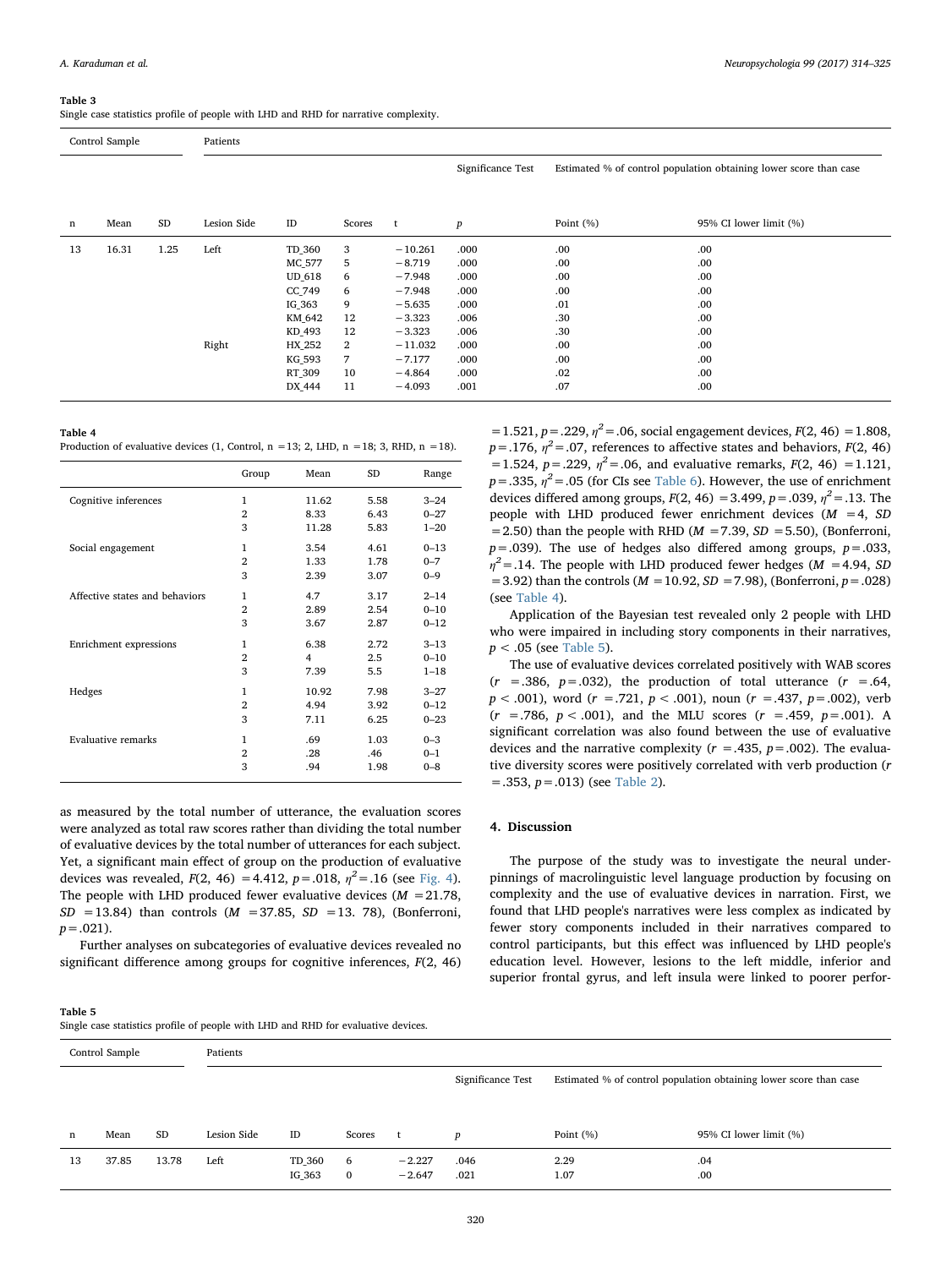**Table 3**
Single case statistics profile of people with LHD and RHD for narrative complexity.

| Control Sample | | | Patients | | | | | | |
|---|---|---|---|---|---|---|---|---|---|
| | | | | | | Significance Test | | Estimated % of control population obtaining lower score than case | |
| n | Mean | SD | Lesion Side | ID | Scores | t | *p* | Point (%) | 95% CI lower limit (%) |
| 13 | 16.31 | 1.25 | Left | TD_360 | 3 | −10.261 | .000 | .00 | .00 |
| | | | | MC_577 | 5 | −8.719 | .000 | .00 | .00 |
| | | | | UD_618 | 6 | −7.948 | .000 | .00 | .00 |
| | | | | CC_749 | 6 | −7.948 | .000 | .00 | .00 |
| | | | | IG_363 | 9 | −5.635 | .000 | .01 | .00 |
| | | | | KM_642 | 12 | −3.323 | .006 | .30 | .00 |
| | | | | KD_493 | 12 | −3.323 | .006 | .30 | .00 |
| | | | Right | HX_252 | 2 | −11.032 | .000 | .00 | .00 |
| | | | | KG_593 | 7 | −7.177 | .000 | .00 | .00 |
| | | | | RT_309 | 10 | −4.864 | .000 | .02 | .00 |
| | | | | DX_444 | 11 | −4.093 | .001 | .07 | .00 |

**Table 4**
Production of evaluative devices (1, Control, n =13; 2, LHD, n =18; 3, RHD, n =18).

| | Group | Mean | SD | Range |
|---|---|---|---|---|
| Cognitive inferences | 1 | 11.62 | 5.58 | 3–24 |
| | 2 | 8.33 | 6.43 | 0–27 |
| | 3 | 11.28 | 5.83 | 1–20 |
| Social engagement | 1 | 3.54 | 4.61 | 0–13 |
| | 2 | 1.33 | 1.78 | 0–7 |
| | 3 | 2.39 | 3.07 | 0–9 |
| Affective states and behaviors | 1 | 4.7 | 3.17 | 2–14 |
| | 2 | 2.89 | 2.54 | 0–10 |
| | 3 | 3.67 | 2.87 | 0–12 |
| Enrichment expressions | 1 | 6.38 | 2.72 | 3–13 |
| | 2 | 4 | 2.5 | 0–10 |
| | 3 | 7.39 | 5.5 | 1–18 |
| Hedges | 1 | 10.92 | 7.98 | 3–27 |
| | 2 | 4.94 | 3.92 | 0–12 |
| | 3 | 7.11 | 6.25 | 0–23 |
| Evaluative remarks | 1 | .69 | 1.03 | 0–3 |
| | 2 | .28 | .46 | 0–1 |
| | 3 | .94 | 1.98 | 0–8 |

as measured by the total number of utterance, the evaluation scores were analyzed as total raw scores rather than dividing the total number of evaluative devices by the total number of utterances for each subject. Yet, a significant main effect of group on the production of evaluative devices was revealed, $F(2, 46) = 4.412$, $p = .018$, $\eta^2 = .16$ (see Fig. 4). The people with LHD produced fewer evaluative devices ($M = 21.78$, $SD = 13.84$) than controls ($M = 37.85$, $SD = 13.78$), (Bonferroni, $p = .021$).

Further analyses on subcategories of evaluative devices revealed no significant difference among groups for cognitive inferences, $F(2, 46) = 1.521$, $p = .229$, $\eta^2 = .06$, social engagement devices, $F(2, 46) = 1.808$, $p = .176$, $\eta^2 = .07$, references to affective states and behaviors, $F(2, 46) = 1.524$, $p = .229$, $\eta^2 = .06$, and evaluative remarks, $F(2, 46) = 1.121$, $p = .335$, $\eta^2 = .05$ (for CIs see Table 6). However, the use of enrichment devices differed among groups, $F(2, 46) = 3.499$, $p = .039$, $\eta^2 = .13$. The people with LHD produced fewer enrichment devices ($M = 4$, $SD = 2.50$) than the people with RHD ($M = 7.39$, $SD = 5.50$), (Bonferroni, $p = .039$). The use of hedges also differed among groups, $p = .033$, $\eta^2 = .14$. The people with LHD produced fewer hedges ($M = 4.94$, $SD = 3.92$) than the controls ($M = 10.92$, $SD = 7.98$), (Bonferroni, $p = .028$) (see Table 4).

Application of the Bayesian test revealed only 2 people with LHD who were impaired in including story components in their narratives, $p < .05$ (see Table 5).

The use of evaluative devices correlated positively with WAB scores ($r = .386$, $p = .032$), the production of total utterance ($r = .64$, $p < .001$), word ($r = .721$, $p < .001$), noun ($r = .437$, $p = .002$), verb ($r = .786$, $p < .001$), and the MLU scores ($r = .459$, $p = .001$). A significant correlation was also found between the use of evaluative devices and the narrative complexity ($r = .435$, $p = .002$). The evaluative diversity scores were positively correlated with verb production ($r = .353$, $p = .013$) (see Table 2).

## 4. Discussion

The purpose of the study was to investigate the neural underpinnings of macrolinguistic level language production by focusing on complexity and the use of evaluative devices in narration. First, we found that LHD people's narratives were less complex as indicated by fewer story components included in their narratives compared to control participants, but this effect was influenced by LHD people's education level. However, lesions to the left middle, inferior and superior frontal gyrus, and left insula were linked to poorer perfor-

**Table 5**
Single case statistics profile of people with LHD and RHD for evaluative devices.

| Control Sample | | | Patients | | | | | | |
|---|---|---|---|---|---|---|---|---|---|
| | | | | | | Significance Test | | Estimated % of control population obtaining lower score than case | |
| n | Mean | SD | Lesion Side | ID | Scores | t | *p* | Point (%) | 95% CI lower limit (%) |
| 13 | 37.85 | 13.78 | Left | TD_360 | 6 | −2.227 | .046 | 2.29 | .04 |
| | | | | IG_363 | 0 | −2.647 | .021 | 1.07 | .00 |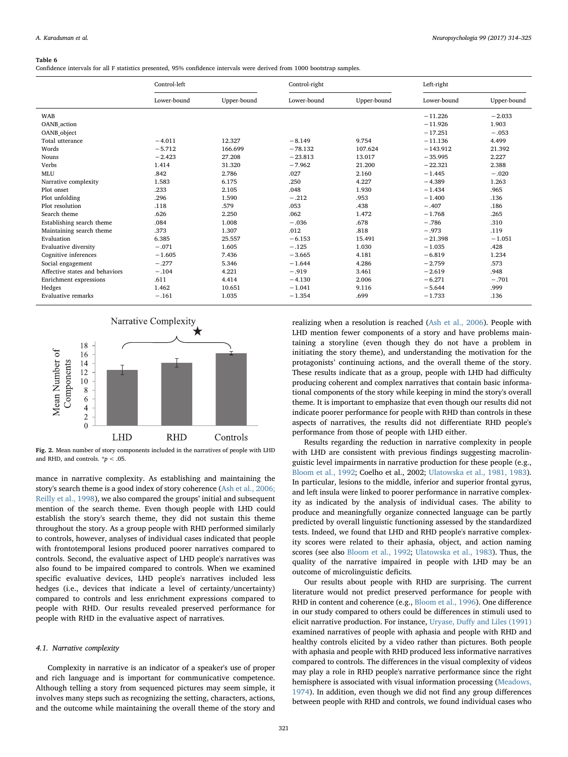**Table 6**

Confidence intervals for all F statistics presented, 95% confidence intervals were derived from 1000 bootstrap samples.

| | Control-left | | Control-right | | Left-right | |
|---|---|---|---|---|---|---|
| | Lower-bound | Upper-bound | Lower-bound | Upper-bound | Lower-bound | Upper-bound |
| WAB | | | | | −11.226 | −2.033 |
| OANB_action | | | | | −11.926 | 1.903 |
| OANB_object | | | | | −17.251 | −.053 |
| Total utterance | −4.011 | 12.327 | −8.149 | 9.754 | −11.136 | 4.499 |
| Words | −5.712 | 166.699 | −78.132 | 107.624 | −143.912 | 21.392 |
| Nouns | −2.423 | 27.208 | −23.813 | 13.017 | −35.995 | 2.227 |
| Verbs | 1.414 | 31.320 | −7.962 | 21.200 | −22.321 | 2.388 |
| MLU | .842 | 2.786 | .027 | 2.160 | −1.445 | −.020 |
| Narrative complexity | 1.583 | 6.175 | .250 | 4.227 | −4.389 | 1.263 |
| Plot onset | .233 | 2.105 | .048 | 1.930 | −1.434 | .965 |
| Plot unfolding | .296 | 1.590 | −.212 | .953 | −1.400 | .136 |
| Plot resolution | .118 | .579 | .053 | .438 | −.407 | .186 |
| Search theme | .626 | 2.250 | .062 | 1.472 | −1.768 | .265 |
| Establishing search theme | .084 | 1.008 | −.036 | .678 | −.786 | .310 |
| Maintaining search theme | .373 | 1.307 | .012 | .818 | −.973 | .119 |
| Evaluation | 6.385 | 25.557 | −6.153 | 15.491 | −21.398 | −1.051 |
| Evaluative diversity | −.071 | 1.605 | −.125 | 1.030 | −1.035 | .428 |
| Cognitive inferences | −1.605 | 7.436 | −3.665 | 4.181 | −6.819 | 1.234 |
| Social engagement | −.277 | 5.346 | −1.644 | 4.286 | −2.759 | .573 |
| Affective states and behaviors | −.104 | 4.221 | −.919 | 3.461 | −2.619 | .948 |
| Enrichment expressions | .611 | 4.414 | −4.130 | 2.006 | −6.271 | −.701 |
| Hedges | 1.462 | 10.651 | −1.041 | 9.116 | −5.644 | .999 |
| Evaluative remarks | −.161 | 1.035 | −1.354 | .699 | −1.733 | .136 |

Narrative Complexity

Mean Number of Components

18
16
14
12
10
8
6
4
2
0

LHD
RHD
Controls

**Fig. 2.** Mean number of story components included in the narratives of people with LHD and RHD, and controls. *$p < .05$.

mance in narrative complexity. As establishing and maintaining the story's search theme is a good index of story coherence (Ash et al., 2006; Reilly et al., 1998), we also compared the groups' initial and subsequent mention of the search theme. Even though people with LHD could establish the story's search theme, they did not sustain this theme throughout the story. As a group people with RHD performed similarly to controls, however, analyses of individual cases indicated that people with frontotemporal lesions produced poorer narratives compared to controls. Second, the evaluative aspect of LHD people's narratives was also found to be impaired compared to controls. When we examined specific evaluative devices, LHD people's narratives included less hedges (i.e., devices that indicate a level of certainty/uncertainty) compared to controls and less enrichment expressions compared to people with RHD. Our results revealed preserved performance for people with RHD in the evaluative aspect of narratives.

### 4.1. Narrative complexity

Complexity in narrative is an indicator of a speaker's use of proper and rich language and is important for communicative competence. Although telling a story from sequenced pictures may seem simple, it involves many steps such as recognizing the setting, characters, actions, and the outcome while maintaining the overall theme of the story and realizing when a resolution is reached (Ash et al., 2006). People with LHD mention fewer components of a story and have problems maintaining a storyline (even though they do not have a problem in initiating the story theme), and understanding the motivation for the protagonists' continuing actions, and the overall theme of the story. These results indicate that as a group, people with LHD had difficulty producing coherent and complex narratives that contain basic informational components of the story while keeping in mind the story's overall theme. It is important to emphasize that even though our results did not indicate poorer performance for people with RHD than controls in these aspects of narratives, the results did not differentiate RHD people's performance from those of people with LHD either.

Results regarding the reduction in narrative complexity in people with LHD are consistent with previous findings suggesting macrolinguistic level impairments in narrative production for these people (e.g., Bloom et al., 1992; Coelho et al., 2002; Ulatowska et al., 1981, 1983). In particular, lesions to the middle, inferior and superior frontal gyrus, and left insula were linked to poorer performance in narrative complexity as indicated by the analysis of individual cases. The ability to produce and meaningfully organize connected language can be partly predicted by overall linguistic functioning assessed by the standardized tests. Indeed, we found that LHD and RHD people's narrative complexity scores were related to their aphasia, object, and action naming scores (see also Bloom et al., 1992; Ulatowska et al., 1983). Thus, the quality of the narrative impaired in people with LHD may be an outcome of microlinguistic deficits.

Our results about people with RHD are surprising. The current literature would not predict preserved performance for people with RHD in content and coherence (e.g., Bloom et al., 1996). One difference in our study compared to others could be differences in stimuli used to elicit narrative production. For instance, Uryase, Duffy and Liles (1991) examined narratives of people with aphasia and people with RHD and healthy controls elicited by a video rather than pictures. Both people with aphasia and people with RHD produced less informative narratives compared to controls. The differences in the visual complexity of videos may play a role in RHD people's narrative performance since the right hemisphere is associated with visual information processing (Meadows, 1974). In addition, even though we did not find any group differences between people with RHD and controls, we found individual cases who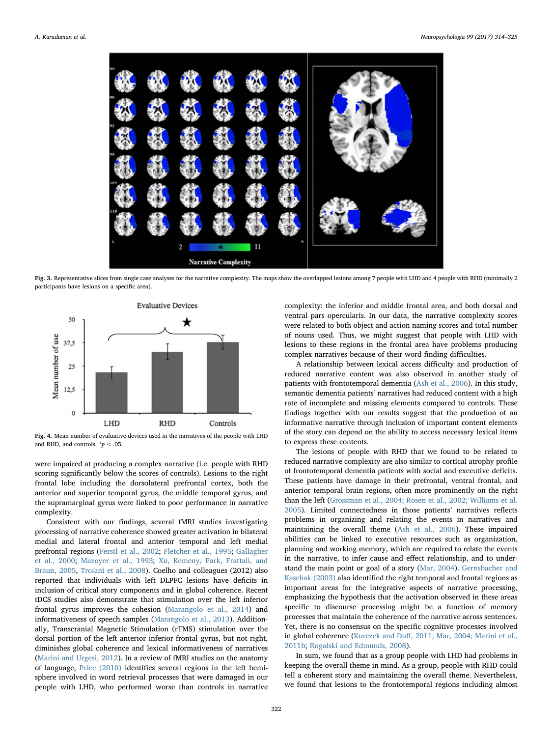2

11

Narrative Complexity

Fig. 3. Representative slices from single case analyses for the narrative complexity. The maps show the overlapped lesions among 7 people with LHD and 4 people with RHD (minimally 2 participants have lesions on a specific area).

Evaluative Devices

Mean number of use

50

37,5

25

12,5

0

LHD

RHD

Controls

★

Fig. 4. Mean number of evaluative devices used in the narratives of the people with LHD and RHD, and controls. $*p < .05$.

were impaired at producing a complex narrative (i.e. people with RHD scoring significantly below the scores of controls). Lesions to the right frontal lobe including the dorsolateral prefrontal cortex, both the anterior and superior temporal gyrus, the middle temporal gyrus, and the supramarginal gyrus were linked to poor performance in narrative complexity.

Consistent with our findings, several fMRI studies investigating processing of narrative coherence showed greater activation in bilateral medial and lateral frontal and anterior temporal and left medial prefrontal regions (Ferstl et al., 2002; Fletcher et al., 1995; Gallagher et al., 2000; Mazoyer et al., 1993; Xu, Kemeny, Park, Frattali, and Braun, 2005, Troiani et al., 2008). Coelho and colleagues (2012) also reported that individuals with left DLPFC lesions have deficits in inclusion of critical story components and in global coherence. Recent tDCS studies also demonstrate that stimulation over the left inferior frontal gyrus improves the cohesion (Marangolo et al., 2014) and informativeness of speech samples (Marangolo et al., 2013). Additionally, Transcranial Magnetic Stimulation (rTMS) stimulation over the dorsal portion of the left anterior inferior frontal gyrus, but not right, diminishes global coherence and lexical informativeness of narratives (Marini and Urgesi, 2012). In a review of fMRI studies on the anatomy of language, Price (2010) identifies several regions in the left hemisphere involved in word retrieval processes that were damaged in our people with LHD, who performed worse than controls in narrative complexity: the inferior and middle frontal area, and both dorsal and ventral pars opercularis. In our data, the narrative complexity scores were related to both object and action naming scores and total number of nouns used. Thus, we might suggest that people with LHD with lesions to these regions in the frontal area have problems producing complex narratives because of their word finding difficulties.

A relationship between lexical access difficulty and production of reduced narrative content was also observed in another study of patients with frontotemporal dementia (Ash et al., 2006). In this study, semantic dementia patients' narratives had reduced content with a high rate of incomplete and missing elements compared to controls. These findings together with our results suggest that the production of an informative narrative through inclusion of important content elements of the story can depend on the ability to access necessary lexical items to express these contents.

The lesions of people with RHD that we found to be related to reduced narrative complexity are also similar to cortical atrophy profile of frontotemporal dementia patients with social and executive deficits. These patients have damage in their prefrontal, ventral frontal, and anterior temporal brain regions, often more prominently on the right than the left (Grossman et al., 2004; Rosen et al., 2002; Williams et al. 2005). Limited connectedness in those patients' narratives reflects problems in organizing and relating the events in narratives and maintaining the overall theme (Ash et al., 2006). These impaired abilities can be linked to executive resources such as organization, planning and working memory, which are required to relate the events in the narrative, to infer cause and effect relationship, and to understand the main point or goal of a story (Mar, 2004). Gernsbacher and Kaschak (2003) also identified the right temporal and frontal regions as important areas for the integrative aspects of narrative processing, emphasizing the hypothesis that the activation observed in these areas specific to discourse processing might be a function of memory processes that maintain the coherence of the narrative across sentences. Yet, there is no consensus on the specific cognitive processes involved in global coherence (Kurczek and Duff, 2011; Mar, 2004; Marini et al., 2011b; Rogalski and Edmunds, 2008).

In sum, we found that as a group people with LHD had problems in keeping the overall theme in mind. As a group, people with RHD could tell a coherent story and maintaining the overall theme. Nevertheless, we found that lesions to the frontotemporal regions including almost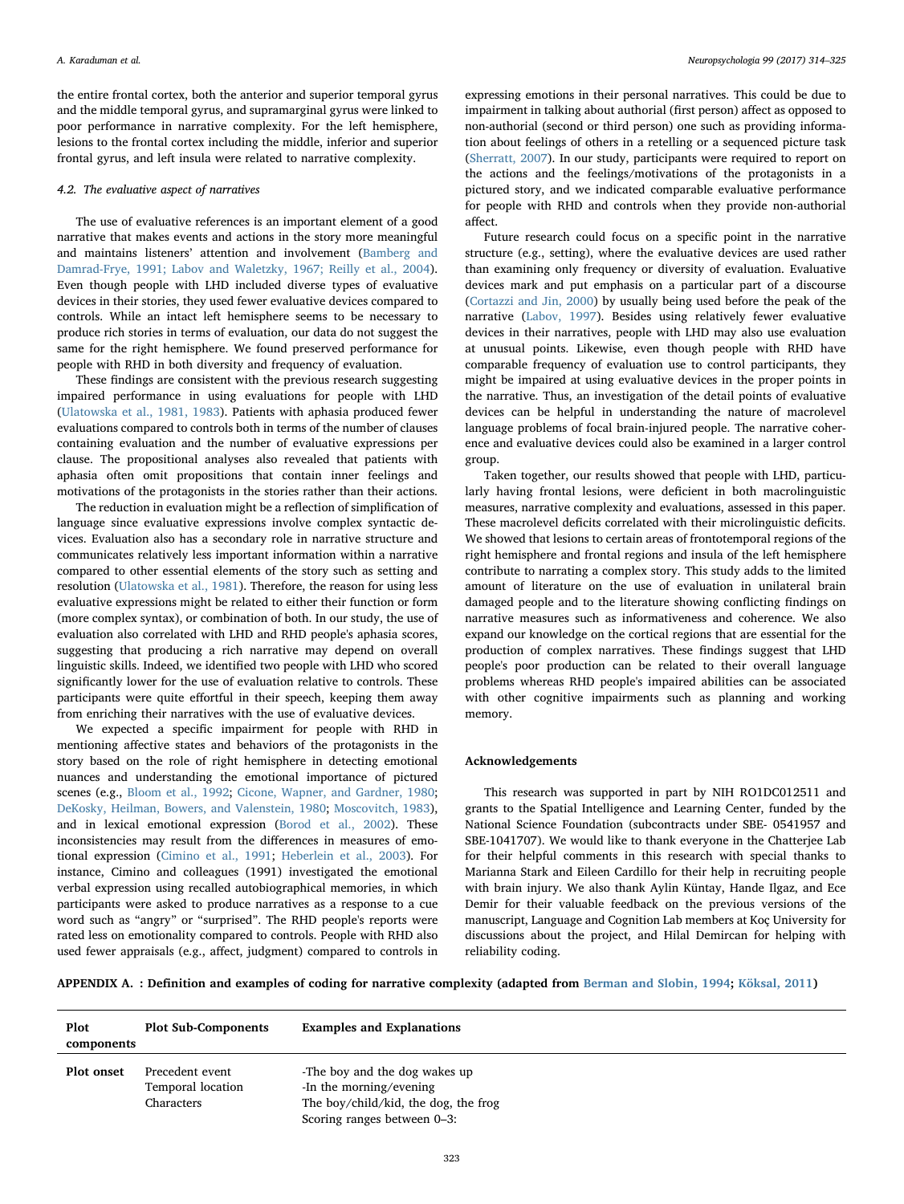the entire frontal cortex, both the anterior and superior temporal gyrus and the middle temporal gyrus, and supramarginal gyrus were linked to poor performance in narrative complexity. For the left hemisphere, lesions to the frontal cortex including the middle, inferior and superior frontal gyrus, and left insula were related to narrative complexity.

### 4.2. The evaluative aspect of narratives

The use of evaluative references is an important element of a good narrative that makes events and actions in the story more meaningful and maintains listeners' attention and involvement (Bamberg and Damrad-Frye, 1991; Labov and Waletzky, 1967; Reilly et al., 2004). Even though people with LHD included diverse types of evaluative devices in their stories, they used fewer evaluative devices compared to controls. While an intact left hemisphere seems to be necessary to produce rich stories in terms of evaluation, our data do not suggest the same for the right hemisphere. We found preserved performance for people with RHD in both diversity and frequency of evaluation.

These findings are consistent with the previous research suggesting impaired performance in using evaluations for people with LHD (Ulatowska et al., 1981, 1983). Patients with aphasia produced fewer evaluations compared to controls both in terms of the number of clauses containing evaluation and the number of evaluative expressions per clause. The propositional analyses also revealed that patients with aphasia often omit propositions that contain inner feelings and motivations of the protagonists in the stories rather than their actions.

The reduction in evaluation might be a reflection of simplification of language since evaluative expressions involve complex syntactic devices. Evaluation also has a secondary role in narrative structure and communicates relatively less important information within a narrative compared to other essential elements of the story such as setting and resolution (Ulatowska et al., 1981). Therefore, the reason for using less evaluative expressions might be related to either their function or form (more complex syntax), or combination of both. In our study, the use of evaluation also correlated with LHD and RHD people's aphasia scores, suggesting that producing a rich narrative may depend on overall linguistic skills. Indeed, we identified two people with LHD who scored significantly lower for the use of evaluation relative to controls. These participants were quite effortful in their speech, keeping them away from enriching their narratives with the use of evaluative devices.

We expected a specific impairment for people with RHD in mentioning affective states and behaviors of the protagonists in the story based on the role of right hemisphere in detecting emotional nuances and understanding the emotional importance of pictured scenes (e.g., Bloom et al., 1992; Cicone, Wapner, and Gardner, 1980; DeKosky, Heilman, Bowers, and Valenstein, 1980; Moscovitch, 1983), and in lexical emotional expression (Borod et al., 2002). These inconsistencies may result from the differences in measures of emotional expression (Cimino et al., 1991; Heberlein et al., 2003). For instance, Cimino and colleagues (1991) investigated the emotional verbal expression using recalled autobiographical memories, in which participants were asked to produce narratives as a response to a cue word such as "angry" or "surprised". The RHD people's reports were rated less on emotionality compared to controls. People with RHD also used fewer appraisals (e.g., affect, judgment) compared to controls in expressing emotions in their personal narratives. This could be due to impairment in talking about authorial (first person) affect as opposed to non-authorial (second or third person) one such as providing information about feelings of others in a retelling or a sequenced picture task (Sherratt, 2007). In our study, participants were required to report on the actions and the feelings/motivations of the protagonists in a pictured story, and we indicated comparable evaluative performance for people with RHD and controls when they provide non-authorial affect.

Future research could focus on a specific point in the narrative structure (e.g., setting), where the evaluative devices are used rather than examining only frequency or diversity of evaluation. Evaluative devices mark and put emphasis on a particular part of a discourse (Cortazzi and Jin, 2000) by usually being used before the peak of the narrative (Labov, 1997). Besides using relatively fewer evaluative devices in their narratives, people with LHD may also use evaluation at unusual points. Likewise, even though people with RHD have comparable frequency of evaluation use to control participants, they might be impaired at using evaluative devices in the proper points in the narrative. Thus, an investigation of the detail points of evaluative devices can be helpful in understanding the nature of macrolevel language problems of focal brain-injured people. The narrative coherence and evaluative devices could also be examined in a larger control group.

Taken together, our results showed that people with LHD, particularly having frontal lesions, were deficient in both macrolinguistic measures, narrative complexity and evaluations, assessed in this paper. These macrolevel deficits correlated with their microlinguistic deficits. We showed that lesions to certain areas of frontotemporal regions of the right hemisphere and frontal regions and insula of the left hemisphere contribute to narrating a complex story. This study adds to the limited amount of literature on the use of evaluation in unilateral brain damaged people and to the literature showing conflicting findings on narrative measures such as informativeness and coherence. We also expand our knowledge on the cortical regions that are essential for the production of complex narratives. These findings suggest that LHD people's poor production can be related to their overall language problems whereas RHD people's impaired abilities can be associated with other cognitive impairments such as planning and working memory.

## Acknowledgements

This research was supported in part by NIH RO1DC012511 and grants to the Spatial Intelligence and Learning Center, funded by the National Science Foundation (subcontracts under SBE- 0541957 and SBE-1041707). We would like to thank everyone in the Chatterjee Lab for their helpful comments in this research with special thanks to Marianna Stark and Eileen Cardillo for their help in recruiting people with brain injury. We also thank Aylin Küntay, Hande Ilgaz, and Ece Demir for their valuable feedback on the previous versions of the manuscript, Language and Cognition Lab members at Koç University for discussions about the project, and Hilal Demircan for helping with reliability coding.

**APPENDIX A. : Definition and examples of coding for narrative complexity (adapted from Berman and Slobin, 1994; Köksal, 2011)**

| Plot components | Plot Sub-Components | Examples and Explanations |
|---|---|---|
| **Plot onset** | Precedent event<br>Temporal location<br>Characters | -The boy and the dog wakes up<br>-In the morning/evening<br>The boy/child/kid, the dog, the frog<br>Scoring ranges between 0–3: |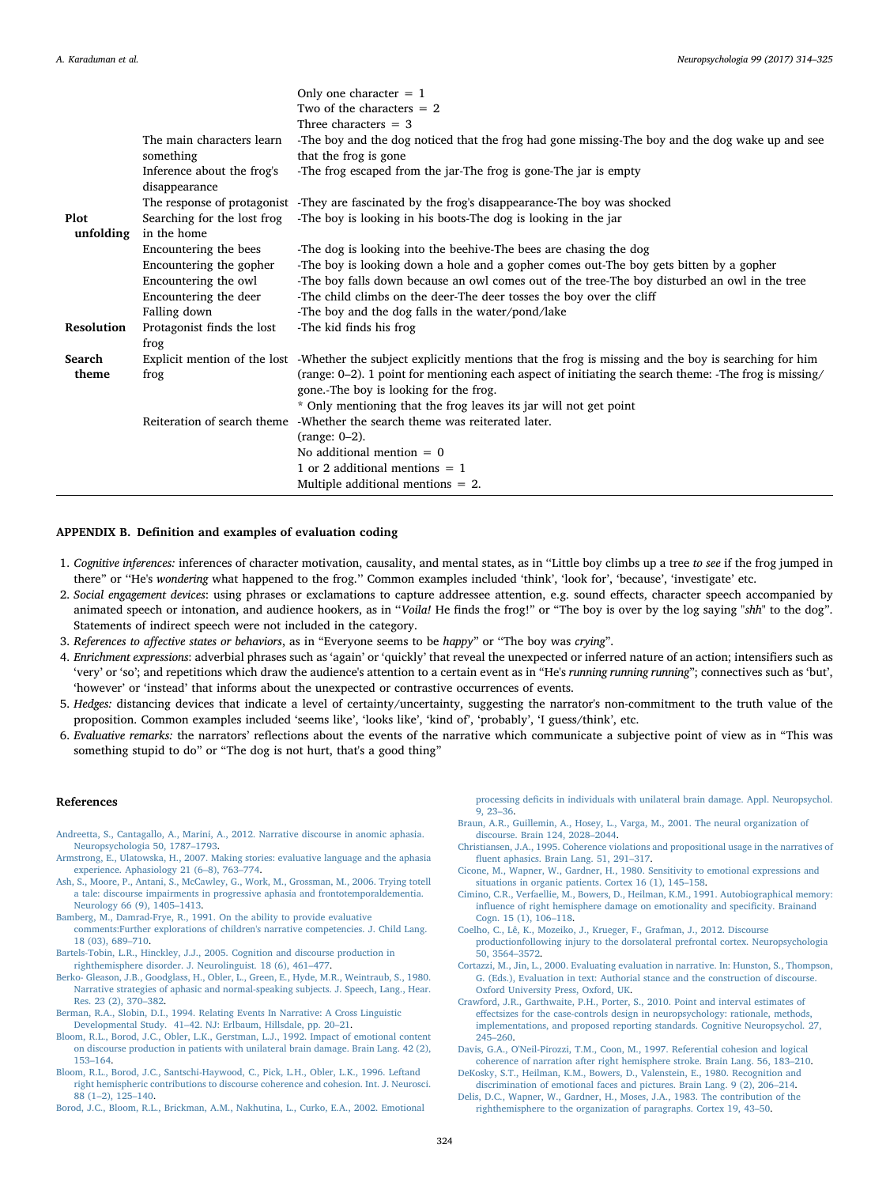| | | |
|---|---|---|
| | | Only one character = 1<br>Two of the characters = 2<br>Three characters = 3 |
| | The main characters learn something | -The boy and the dog noticed that the frog had gone missing-The boy and the dog wake up and see that the frog is gone |
| | Inference about the frog's disappearance | -The frog escaped from the jar-The frog is gone-The jar is empty |
| | The response of protagonist | -They are fascinated by the frog's disappearance-The boy was shocked |
| **Plot unfolding** | Searching for the lost frog in the home | -The boy is looking in his boots-The dog is looking in the jar |
| | Encountering the bees | -The dog is looking into the beehive-The bees are chasing the dog |
| | Encountering the gopher | -The boy is looking down a hole and a gopher comes out-The boy gets bitten by a gopher |
| | Encountering the owl | -The boy falls down because an owl comes out of the tree-The boy disturbed an owl in the tree |
| | Encountering the deer | -The child climbs on the deer-The deer tosses the boy over the cliff |
| | Falling down | -The boy and the dog falls in the water/pond/lake |
| **Resolution** | Protagonist finds the lost frog | -The kid finds his frog |
| **Search theme** | Explicit mention of the lost frog | -Whether the subject explicitly mentions that the frog is missing and the boy is searching for him (range: 0–2). 1 point for mentioning each aspect of initiating the search theme: -The frog is missing/gone.-The boy is looking for the frog.<br>* Only mentioning that the frog leaves its jar will not get point |
| | Reiteration of search theme | -Whether the search theme was reiterated later.<br>(range: 0–2).<br>No additional mention = 0<br>1 or 2 additional mentions = 1<br>Multiple additional mentions = 2. |

## APPENDIX B. Definition and examples of evaluation coding

1. *Cognitive inferences:* inferences of character motivation, causality, and mental states, as in "Little boy climbs up a tree *to see* if the frog jumped in there" or "He's *wondering* what happened to the frog." Common examples included 'think', 'look for', 'because', 'investigate' etc.
2. *Social engagement devices*: using phrases or exclamations to capture addressee attention, e.g. sound effects, character speech accompanied by animated speech or intonation, and audience hookers, as in "*Voila!* He finds the frog!" or "The boy is over by the log saying "*shh*" to the dog". Statements of indirect speech were not included in the category.
3. *References to affective states or behaviors*, as in "Everyone seems to be *happy*" or "The boy was *crying*".
4. *Enrichment expressions*: adverbial phrases such as 'again' or 'quickly' that reveal the unexpected or inferred nature of an action; intensifiers such as 'very' or 'so'; and repetitions which draw the audience's attention to a certain event as in "He's *running running running*"; connectives such as 'but', 'however' or 'instead' that informs about the unexpected or contrastive occurrences of events.
5. *Hedges:* distancing devices that indicate a level of certainty/uncertainty, suggesting the narrator's non-commitment to the truth value of the proposition. Common examples included 'seems like', 'looks like', 'kind of', 'probably', 'I guess/think', etc.
6. *Evaluative remarks:* the narrators' reflections about the events of the narrative which communicate a subjective point of view as in "This was something stupid to do" or "The dog is not hurt, that's a good thing"

## References

Andreetta, S., Cantagallo, A., Marini, A., 2012. Narrative discourse in anomic aphasia. Neuropsychologia 50, 1787–1793.

Armstrong, E., Ulatowska, H., 2007. Making stories: evaluative language and the aphasia experience. Aphasiology 21 (6–8), 763–774.

Ash, S., Moore, P., Antani, S., McCawley, G., Work, M., Grossman, M., 2006. Trying totell a tale: discourse impairments in progressive aphasia and frontotemporaldementia. Neurology 66 (9), 1405–1413.

Bamberg, M., Damrad-Frye, R., 1991. On the ability to provide evaluative comments:Further explorations of children's narrative competencies. J. Child Lang. 18 (03), 689–710.

Bartels-Tobin, L.R., Hinckley, J.J., 2005. Cognition and discourse production in righthemisphere disorder. J. Neurolinguist. 18 (6), 461–477.

Berko- Gleason, J.B., Goodglass, H., Obler, L., Green, E., Hyde, M.R., Weintraub, S., 1980. Narrative strategies of aphasic and normal-speaking subjects. J. Speech, Lang., Hear. Res. 23 (2), 370–382.

Berman, R.A., Slobin, D.I., 1994. Relating Events In Narrative: A Cross Linguistic Developmental Study. 41–42. NJ: Erlbaum, Hillsdale, pp. 20–21.

Bloom, R.L., Borod, J.C., Obler, L.K., Gerstman, L.J., 1992. Impact of emotional content on discourse production in patients with unilateral brain damage. Brain Lang. 42 (2), 153–164.

Bloom, R.L., Borod, J.C., Santschi-Haywood, C., Pick, L.H., Obler, L.K., 1996. Leftand right hemispheric contributions to discourse coherence and cohesion. Int. J. Neurosci. 88 (1–2), 125–140.

Borod, J.C., Bloom, R.L., Brickman, A.M., Nakhutina, L., Curko, E.A., 2002. Emotional processing deficits in individuals with unilateral brain damage. Appl. Neuropsychol. 9, 23–36.

Braun, A.R., Guillemin, A., Hosey, L., Varga, M., 2001. The neural organization of discourse. Brain 124, 2028–2044.

Christiansen, J.A., 1995. Coherence violations and propositional usage in the narratives of fluent aphasics. Brain Lang. 51, 291–317.

Cicone, M., Wapner, W., Gardner, H., 1980. Sensitivity to emotional expressions and situations in organic patients. Cortex 16 (1), 145–158.

Cimino, C.R., Verfaellie, M., Bowers, D., Heilman, K.M., 1991. Autobiographical memory: influence of right hemisphere damage on emotionality and specificity. Brainand Cogn. 15 (1), 106–118.

Coelho, C., Lê, K., Mozeiko, J., Krueger, F., Grafman, J., 2012. Discourse productionfollowing injury to the dorsolateral prefrontal cortex. Neuropsychologia 50, 3564–3572.

Cortazzi, M., Jin, L., 2000. Evaluating evaluation in narrative. In: Hunston, S., Thompson, G. (Eds.), Evaluation in text: Authorial stance and the construction of discourse. Oxford University Press, Oxford, UK.

Crawford, J.R., Garthwaite, P.H., Porter, S., 2010. Point and interval estimates of effectsizes for the case-controls design in neuropsychology: rationale, methods, implementations, and proposed reporting standards. Cognitive Neuropsychol. 27, 245–260.

Davis, G.A., O'Neil-Pirozzi, T.M., Coon, M., 1997. Referential cohesion and logical coherence of narration after right hemisphere stroke. Brain Lang. 56, 183–210.

DeKosky, S.T., Heilman, K.M., Bowers, D., Valenstein, E., 1980. Recognition and discrimination of emotional faces and pictures. Brain Lang. 9 (2), 206–214.

Delis, D.C., Wapner, W., Gardner, H., Moses, J.A., 1983. The contribution of the righthemisphere to the organization of paragraphs. Cortex 19, 43–50.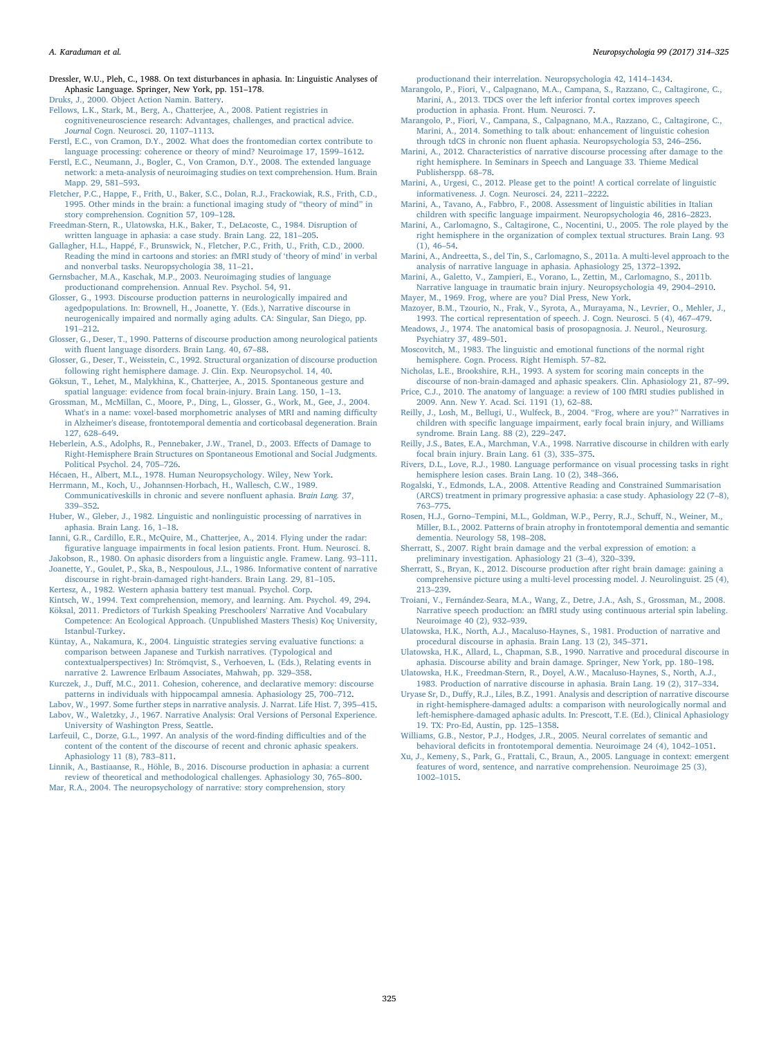Dressler, W.U., Pleh, C., 1988. On text disturbances in aphasia. In: Linguistic Analyses of Aphasic Language. Springer, New York, pp. 151–178.

Druks, J., 2000. Object Action Namin. Battery.

Fellows, L.K., Stark, M., Berg, A., Chatterjee, A., 2008. Patient registries in cognitiveneuroscience research: Advantages, challenges, and practical advice. *Journal* Cogn. Neurosci. 20, 1107–1113.

Ferstl, E.C., von Cramon, D.Y., 2002. What does the frontomedian cortex contribute to language processing: coherence or theory of mind? Neuroimage 17, 1599–1612.

Ferstl, E.C., Neumann, J., Bogler, C., Von Cramon, D.Y., 2008. The extended language network: a meta-analysis of neuroimaging studies on text comprehension. Hum. Brain Mapp. 29, 581–593.

Fletcher, P.C., Happe, F., Frith, U., Baker, S.C., Dolan, R.J., Frackowiak, R.S., Frith, C.D., 1995. Other minds in the brain: a functional imaging study of "theory of mind" in story comprehension. Cognition 57, 109–128.

Freedman-Stern, R., Ulatowska, H.K., Baker, T., DeLacoste, C., 1984. Disruption of written language in aphasia: a case study. Brain Lang. 22, 181–205.

Gallagher, H.L., Happé, F., Brunswick, N., Fletcher, P.C., Frith, U., Frith, C.D., 2000. Reading the mind in cartoons and stories: an fMRI study of 'theory of mind' in verbal and nonverbal tasks. Neuropsychologia 38, 11–21.

Gernsbacher, M.A., Kaschak, M.P., 2003. Neuroimaging studies of language productionand comprehension. Annual Rev. Psychol. 54, 91.

Glosser, G., 1993. Discourse production patterns in neurologically impaired and agedpopulations. In: Brownell, H., Joanette, Y. (Eds.), Narrative discourse in neurogenically impaired and normally aging adults. CA: Singular, San Diego, pp. 191–212.

Glosser, G., Deser, T., 1990. Patterns of discourse production among neurological patients with fluent language disorders. Brain Lang. 40, 67–88.

Glosser, G., Deser, T., Weisstein, C., 1992. Structural organization of discourse production following right hemisphere damage. J. Clin. Exp. Neuropsychol. 14, 40.

Göksun, T., Lehet, M., Malykhina, K., Chatterjee, A., 2015. Spontaneous gesture and spatial language: evidence from focal brain-injury. Brain Lang. 150, 1–13.

Grossman, M., McMillan, C., Moore, P., Ding, L., Glosser, G., Work, M., Gee, J., 2004. What's in a name: voxel-based morphometric analyses of MRI and naming difficulty in Alzheimer's disease, frontotemporal dementia and corticobasal degeneration. Brain 127, 628–649.

Heberlein, A.S., Adolphs, R., Pennebaker, J.W., Tranel, D., 2003. Effects of Damage to Right-Hemisphere Brain Structures on Spontaneous Emotional and Social Judgments. Political Psychol. 24, 705–726.

Hécaen, H., Albert, M.L., 1978. Human Neuropsychology. Wiley, New York.

Herrmann, M., Koch, U., Johannsen-Horbach, H., Wallesch, C.W., 1989. Communicativeskills in chronic and severe nonfluent aphasia. *Brain Lang.* 37, 339–352.

Huber, W., Gleber, J., 1982. Linguistic and nonlinguistic processing of narratives in aphasia. Brain Lang. 16, 1–18.

Ianni, G.R., Cardillo, E.R., McQuire, M., Chatterjee, A., 2014. Flying under the radar: figurative language impairments in focal lesion patients. Front. Hum. Neurosci. 8.

Jakobson, R., 1980. On aphasic disorders from a linguistic angle. Framew. Lang. 93–111.

Joanette, Y., Goulet, P., Ska, B., Nespoulous, J.L., 1986. Informative content of narrative discourse in right-brain-damaged right-handers. Brain Lang. 29, 81–105.

Kertesz, A., 1982. Western aphasia battery test manual. Psychol. Corp.

Kintsch, W., 1994. Text comprehension, memory, and learning. Am. Psychol. 49, 294.

Köksal, 2011. Predictors of Turkish Speaking Preschoolers' Narrative And Vocabulary Competence: An Ecological Approach. (Unpublished Masters Thesis) Koç University, Istanbul-Turkey.

Küntay, A., Nakamura, K., 2004. Linguistic strategies serving evaluative functions: a comparison between Japanese and Turkish narratives. (Typological and contextualperspectives) In: Strömqvist, S., Verhoeven, L. (Eds.), Relating events in narrative 2. Lawrence Erlbaum Associates, Mahwah, pp. 329–358.

Kurczek, J., Duff, M.C., 2011. Cohesion, coherence, and declarative memory: discourse patterns in individuals with hippocampal amnesia. Aphasiology 25, 700–712.

Labov, W., 1997. Some further steps in narrative analysis. J. Narrat. Life Hist. 7, 395–415.

Labov, W., Waletzky, J., 1967. Narrative Analysis: Oral Versions of Personal Experience. University of Washington Press, Seattle.

Larfeuil, C., Dorze, G.L., 1997. An analysis of the word-finding difficulties and of the content of the content of the discourse of recent and chronic aphasic speakers. Aphasiology 11 (8), 783–811.

Linnik, A., Bastiaanse, R., Höhle, B., 2016. Discourse production in aphasia: a current review of theoretical and methodological challenges. Aphasiology 30, 765–800.

Mar, R.A., 2004. The neuropsychology of narrative: story comprehension, story productionand their interrelation. Neuropsychologia 42, 1414–1434.

Marangolo, P., Fiori, V., Calpagnano, M.A., Campana, S., Razzano, C., Caltagirone, C., Marini, A., 2013. TDCS over the left inferior frontal cortex improves speech production in aphasia. Front. Hum. Neurosci. 7.

Marangolo, P., Fiori, V., Campana, S., Calpagnano, M.A., Razzano, C., Caltagirone, C., Marini, A., 2014. Something to talk about: enhancement of linguistic cohesion through tdCS in chronic non fluent aphasia. Neuropsychologia 53, 246–256.

Marini, A., 2012. Characteristics of narrative discourse processing after damage to the right hemisphere. In Seminars in Speech and Language 33. Thieme Medical Publisherspp. 68–78.

Marini, A., Urgesi, C., 2012. Please get to the point! A cortical correlate of linguistic informativeness. J. Cogn. Neurosci. 24, 2211–2222.

Marini, A., Tavano, A., Fabbro, F., 2008. Assessment of linguistic abilities in Italian children with specific language impairment. Neuropsychologia 46, 2816–2823.

Marini, A., Carlomagno, S., Caltagirone, C., Nocentini, U., 2005. The role played by the right hemisphere in the organization of complex textual structures. Brain Lang. 93 (1), 46–54.

Marini, A., Andreetta, S., del Tin, S., Carlomagno, S., 2011a. A multi-level approach to the analysis of narrative language in aphasia. Aphasiology 25, 1372–1392.

Marini, A., Galetto, V., Zampieri, E., Vorano, L., Zettin, M., Carlomagno, S., 2011b. Narrative language in traumatic brain injury. Neuropsychologia 49, 2904–2910.

Mayer, M., 1969. Frog, where are you? Dial Press, New York.

Mazoyer, B.M., Tzourio, N., Frak, V., Syrota, A., Murayama, N., Levrier, O., Mehler, J., 1993. The cortical representation of speech. J. Cogn. Neurosci. 5 (4), 467–479.

Meadows, J., 1974. The anatomical basis of prosopagnosia. J. Neurol., Neurosurg. Psychiatry 37, 489–501.

Moscovitch, M., 1983. The linguistic and emotional functions of the normal right hemisphere. Cogn. Process. Right Hemisph. 57–82.

Nicholas, L.E., Brookshire, R.H., 1993. A system for scoring main concepts in the discourse of non-brain-damaged and aphasic speakers. Clin. Aphasiology 21, 87–99.

Price, C.J., 2010. The anatomy of language: a review of 100 fMRI studies published in 2009. Ann. New Y. Acad. Sci. 1191 (1), 62–88.

Reilly, J., Losh, M., Bellugi, U., Wulfeck, B., 2004. "Frog, where are you?" Narratives in children with specific language impairment, early focal brain injury, and Williams syndrome. Brain Lang. 88 (2), 229–247.

Reilly, J.S., Bates, E.A., Marchman, V.A., 1998. Narrative discourse in children with early focal brain injury. Brain Lang. 61 (3), 335–375.

Rivers, D.L., Love, R.J., 1980. Language performance on visual processing tasks in right hemisphere lesion cases. Brain Lang. 10 (2), 348–366.

Rogalski, Y., Edmonds, L.A., 2008. Attentive Reading and Constrained Summarisation (ARCS) treatment in primary progressive aphasia: a case study. Aphasiology 22 (7–8), 763–775.

Rosen, H.J., Gorno–Tempini, M.L., Goldman, W.P., Perry, R.J., Schuff, N., Weiner, M., Miller, B.L., 2002. Patterns of brain atrophy in frontotemporal dementia and semantic dementia. Neurology 58, 198–208.

Sherratt, S., 2007. Right brain damage and the verbal expression of emotion: a preliminary investigation. Aphasiology 21 (3–4), 320–339.

Sherratt, S., Bryan, K., 2012. Discourse production after right brain damage: gaining a comprehensive picture using a multi-level processing model. J. Neurolinguist. 25 (4), 213–239.

Troiani, V., Fernández-Seara, M.A., Wang, Z., Detre, J.A., Ash, S., Grossman, M., 2008. Narrative speech production: an fMRI study using continuous arterial spin labeling. Neuroimage 40 (2), 932–939.

Ulatowska, H.K., North, A.J., Macaluso-Haynes, S., 1981. Production of narrative and procedural discourse in aphasia. Brain Lang. 13 (2), 345–371.

Ulatowska, H.K., Allard, L., Chapman, S.B., 1990. Narrative and procedural discourse in aphasia. Discourse ability and brain damage. Springer, New York, pp. 180–198.

Ulatowska, H.K., Freedman-Stern, R., Doyel, A.W., Macaluso-Haynes, S., North, A.J., 1983. Production of narrative discourse in aphasia. Brain Lang. 19 (2), 317–334.

Uryase Sr, D., Duffy, R.J., Liles, B.Z., 1991. Analysis and description of narrative discourse in right-hemisphere-damaged adults: a comparison with neurologically normal and left-hemisphere-damaged aphasic adults. In: Prescott, T.E. (Ed.), Clinical Aphasiology 19. TX: Pro-Ed, Austin, pp. 125–1358.

Williams, G.B., Nestor, P.J., Hodges, J.R., 2005. Neural correlates of semantic and behavioral deficits in frontotemporal dementia. Neuroimage 24 (4), 1042–1051.

Xu, J., Kemeny, S., Park, G., Frattali, C., Braun, A., 2005. Language in context: emergent features of word, sentence, and narrative comprehension. Neuroimage 25 (3), 1002–1015.